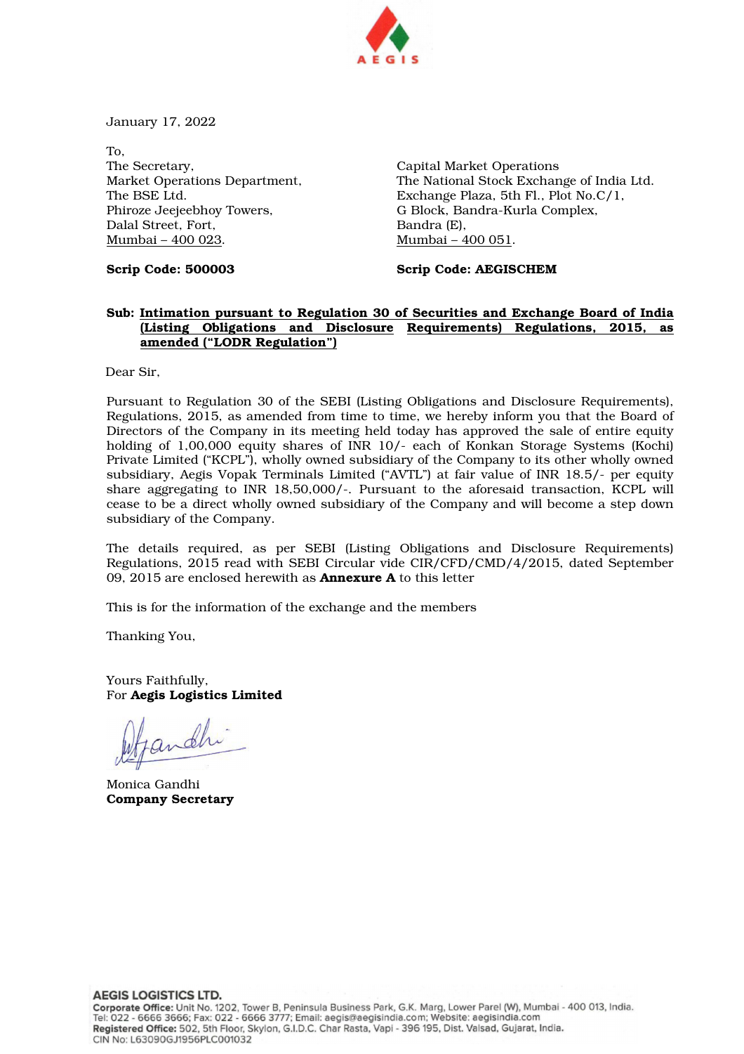AEGIS

January 17, 2022

To,

The Secretary,
Market Operations Department,
The BSE Ltd.
Phiroze Jeejeebhoy Towers,
Dalal Street, Fort,
Mumbai – 400 023.

**Scrip Code: 500003**

Capital Market Operations
The National Stock Exchange of India Ltd.
Exchange Plaza, 5th Fl., Plot No.C/1,
G Block, Bandra-Kurla Complex,
Bandra (E),
Mumbai – 400 051.

**Scrip Code: AEGISCHEM**

**Sub: Intimation pursuant to Regulation 30 of Securities and Exchange Board of India (Listing Obligations and Disclosure Requirements) Regulations, 2015, as amended ("LODR Regulation")**

Dear Sir,

Pursuant to Regulation 30 of the SEBI (Listing Obligations and Disclosure Requirements), Regulations, 2015, as amended from time to time, we hereby inform you that the Board of Directors of the Company in its meeting held today has approved the sale of entire equity holding of 1,00,000 equity shares of INR 10/- each of Konkan Storage Systems (Kochi) Private Limited ("KCPL"), wholly owned subsidiary of the Company to its other wholly owned subsidiary, Aegis Vopak Terminals Limited ("AVTL") at fair value of INR 18.5/- per equity share aggregating to INR 18,50,000/-. Pursuant to the aforesaid transaction, KCPL will cease to be a direct wholly owned subsidiary of the Company and will become a step down subsidiary of the Company.

The details required, as per SEBI (Listing Obligations and Disclosure Requirements) Regulations, 2015 read with SEBI Circular vide CIR/CFD/CMD/4/2015, dated September 09, 2015 are enclosed herewith as **Annexure A** to this letter

This is for the information of the exchange and the members

Thanking You,

Yours Faithfully,
For **Aegis Logistics Limited**

Monica Gandhi
**Company Secretary**

**AEGIS LOGISTICS LTD.**
**Corporate Office:** Unit No. 1202, Tower B, Peninsula Business Park, G.K. Marg, Lower Parel (W), Mumbai - 400 013, India.
Tel: 022 - 6666 3666; Fax: 022 - 6666 3777; Email: aegis@aegisindia.com; Website: aegisindia.com
**Registered Office:** 502, 5th Floor, Skylon, G.I.D.C. Char Rasta, Vapi - 396 195, Dist. Valsad, Gujarat, India.
CIN No: L63090GJ1956PLC001032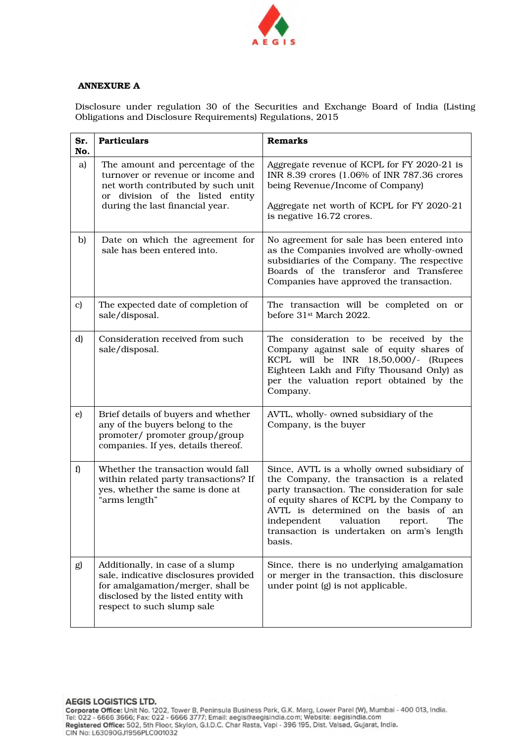**ANNEXURE A**

Disclosure under regulation 30 of the Securities and Exchange Board of India (Listing Obligations and Disclosure Requirements) Regulations, 2015

| Sr. No. | Particulars | Remarks |
|---|---|---|
| a) | The amount and percentage of the turnover or revenue or income and net worth contributed by such unit or division of the listed entity during the last financial year. | Aggregate revenue of KCPL for FY 2020-21 is INR 8.39 crores (1.06% of INR 787.36 crores being Revenue/Income of Company)<br><br>Aggregate net worth of KCPL for FY 2020-21 is negative 16.72 crores. |
| b) | Date on which the agreement for sale has been entered into. | No agreement for sale has been entered into as the Companies involved are wholly-owned subsidiaries of the Company. The respective Boards of the transferor and Transferee Companies have approved the transaction. |
| c) | The expected date of completion of sale/disposal. | The transaction will be completed on or before 31st March 2022. |
| d) | Consideration received from such sale/disposal. | The consideration to be received by the Company against sale of equity shares of KCPL will be INR 18,50,000/- (Rupees Eighteen Lakh and Fifty Thousand Only) as per the valuation report obtained by the Company. |
| e) | Brief details of buyers and whether any of the buyers belong to the promoter/ promoter group/group companies. If yes, details thereof. | AVTL, wholly- owned subsidiary of the Company, is the buyer |
| f) | Whether the transaction would fall within related party transactions? If yes, whether the same is done at "arms length" | Since, AVTL is a wholly owned subsidiary of the Company, the transaction is a related party transaction. The consideration for sale of equity shares of KCPL by the Company to AVTL is determined on the basis of an independent valuation report. The transaction is undertaken on arm's length basis. |
| g) | Additionally, in case of a slump sale, indicative disclosures provided for amalgamation/merger, shall be disclosed by the listed entity with respect to such slump sale | Since, there is no underlying amalgamation or merger in the transaction, this disclosure under point (g) is not applicable. |

**AEGIS LOGISTICS LTD.**
**Corporate Office:** Unit No. 1202, Tower B, Peninsula Business Park, G.K. Marg, Lower Parel (W), Mumbai - 400 013, India.
Tel: 022 - 6666 3666; Fax: 022 - 6666 3777; Email: aegis@aegisindia.com; Website: aegisindia.com
**Registered Office:** 502, 5th Floor, Skylon, G.I.D.C. Char Rasta, Vapi - 396 195, Dist. Valsad, Gujarat, India.
CIN No: L63090GJ1956PLC001032